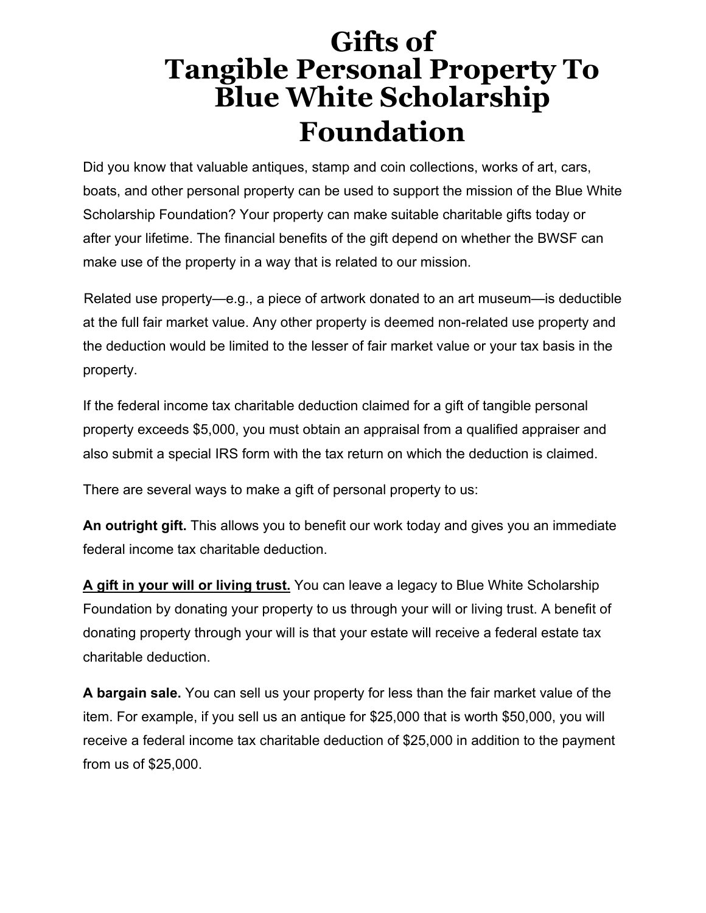# Gifts of Tangible Personal Property To Blue White Scholarship Foundation

Did you know that valuable antiques, stamp and coin collections, works of art, cars, boats, and other personal property can be used to support the mission of the Blue White Scholarship Foundation? Your property can make suitable charitable gifts today or after your lifetime. The financial benefits of the gift depend on whether the BWSF can make use of the property in a way that is related to our mission.

Related use property—e.g., a piece of artwork donated to an art museum—is deductible at the full fair market value. Any other property is deemed non-related use property and the deduction would be limited to the lesser of fair market value or your tax basis in the property.

If the federal income tax charitable deduction claimed for a gift of tangible personal property exceeds $5,000, you must obtain an appraisal from a qualified appraiser and also submit a special IRS form with the tax return on which the deduction is claimed.

There are several ways to make a gift of personal property to us:

**An outright gift.** This allows you to benefit our work today and gives you an immediate federal income tax charitable deduction.

<u>**A gift in your will or living trust.**</u> You can leave a legacy to Blue White Scholarship Foundation by donating your property to us through your will or living trust. A benefit of donating property through your will is that your estate will receive a federal estate tax charitable deduction.

**A bargain sale.** You can sell us your property for less than the fair market value of the item. For example, if you sell us an antique for $25,000 that is worth $50,000, you will receive a federal income tax charitable deduction of $25,000 in addition to the payment from us of $25,000.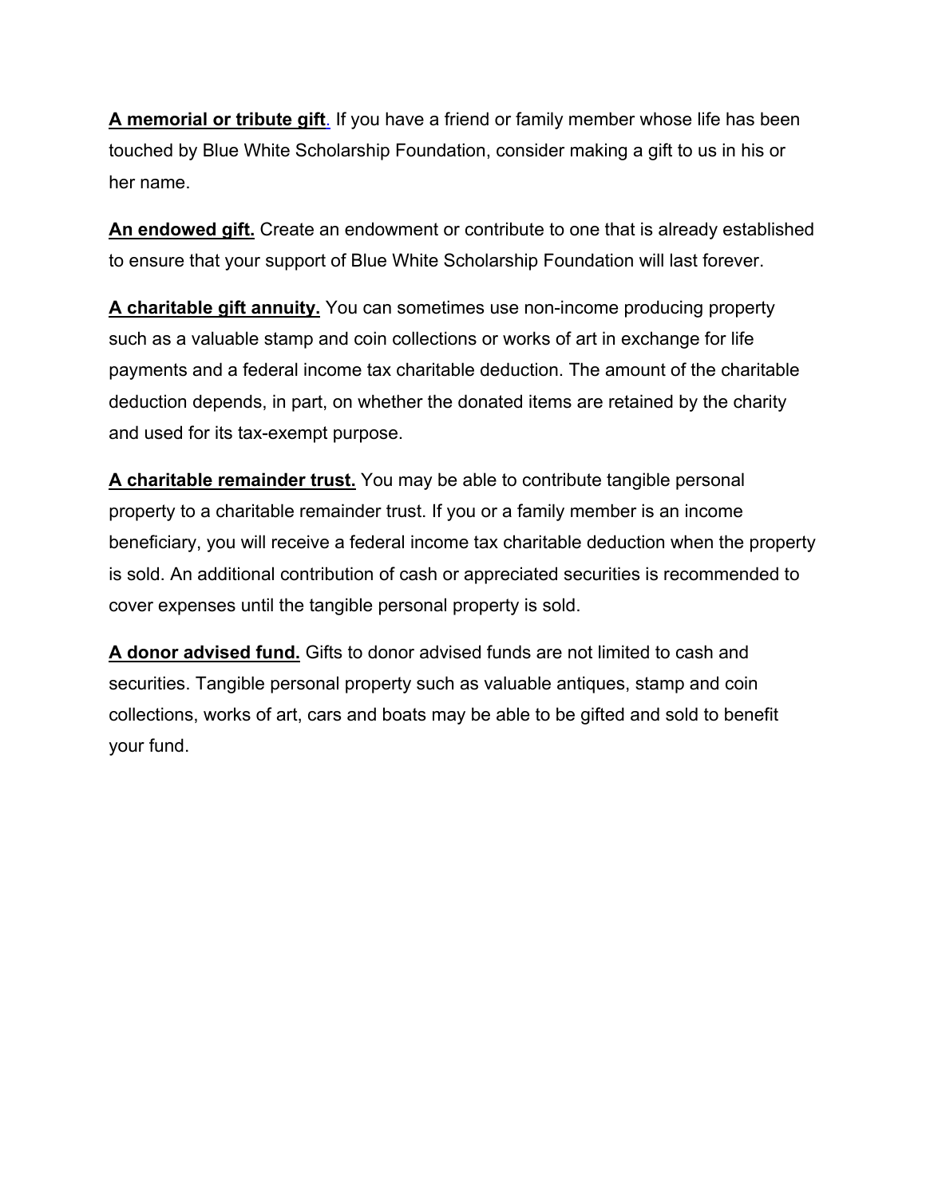**A memorial or tribute gift**. If you have a friend or family member whose life has been touched by Blue White Scholarship Foundation, consider making a gift to us in his or her name.

**An endowed gift.** Create an endowment or contribute to one that is already established to ensure that your support of Blue White Scholarship Foundation will last forever.

**A charitable gift annuity.** You can sometimes use non-income producing property such as a valuable stamp and coin collections or works of art in exchange for life payments and a federal income tax charitable deduction. The amount of the charitable deduction depends, in part, on whether the donated items are retained by the charity and used for its tax-exempt purpose.

**A charitable remainder trust.** You may be able to contribute tangible personal property to a charitable remainder trust. If you or a family member is an income beneficiary, you will receive a federal income tax charitable deduction when the property is sold. An additional contribution of cash or appreciated securities is recommended to cover expenses until the tangible personal property is sold.

**A donor advised fund.** Gifts to donor advised funds are not limited to cash and securities. Tangible personal property such as valuable antiques, stamp and coin collections, works of art, cars and boats may be able to be gifted and sold to benefit your fund.